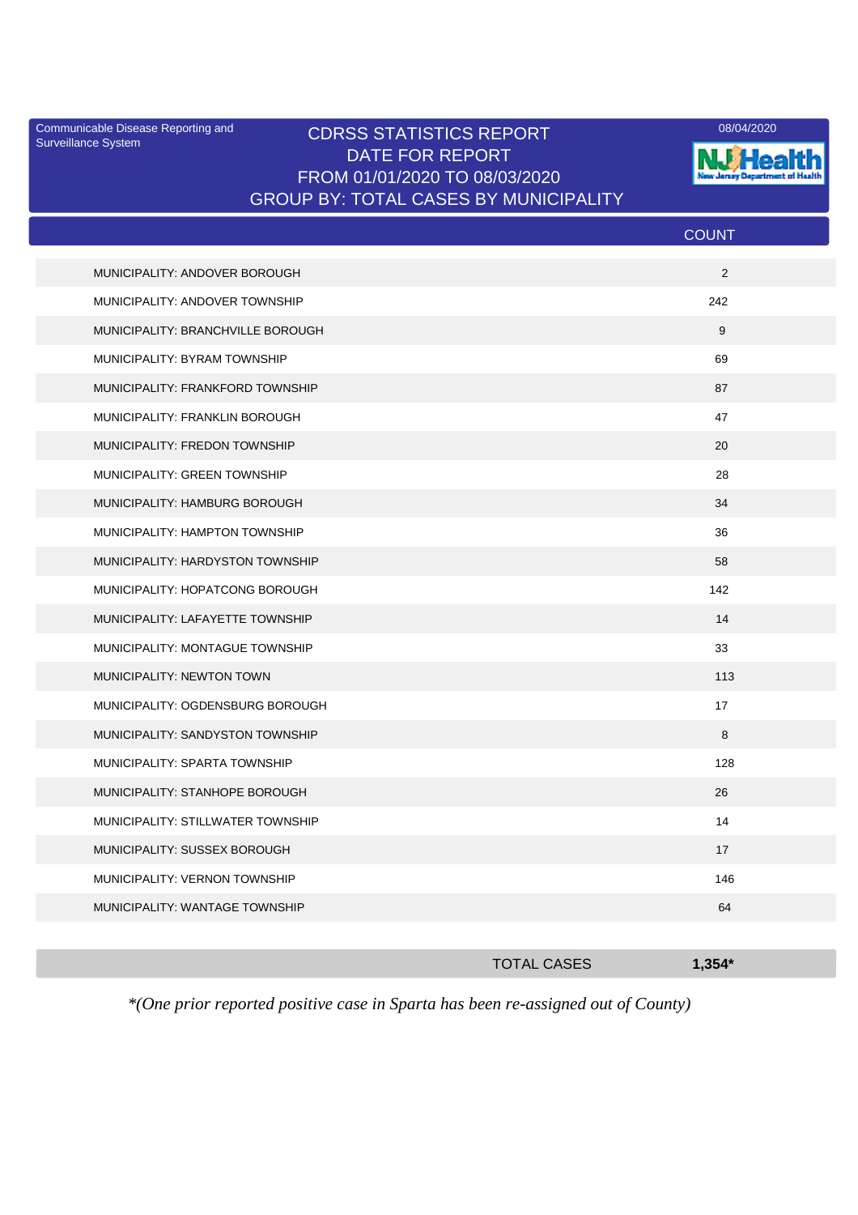Communicable Disease Reporting and Surveillance System

08/04/2020

# CDRSS STATISTICS REPORT
## DATE FOR REPORT
## FROM 01/01/2020 TO 08/03/2020
## GROUP BY: TOTAL CASES BY MUNICIPALITY

| | COUNT |
|---|---|
| MUNICIPALITY: ANDOVER BOROUGH | 2 |
| MUNICIPALITY: ANDOVER TOWNSHIP | 242 |
| MUNICIPALITY: BRANCHVILLE BOROUGH | 9 |
| MUNICIPALITY: BYRAM TOWNSHIP | 69 |
| MUNICIPALITY: FRANKFORD TOWNSHIP | 87 |
| MUNICIPALITY: FRANKLIN BOROUGH | 47 |
| MUNICIPALITY: FREDON TOWNSHIP | 20 |
| MUNICIPALITY: GREEN TOWNSHIP | 28 |
| MUNICIPALITY: HAMBURG BOROUGH | 34 |
| MUNICIPALITY: HAMPTON TOWNSHIP | 36 |
| MUNICIPALITY: HARDYSTON TOWNSHIP | 58 |
| MUNICIPALITY: HOPATCONG BOROUGH | 142 |
| MUNICIPALITY: LAFAYETTE TOWNSHIP | 14 |
| MUNICIPALITY: MONTAGUE TOWNSHIP | 33 |
| MUNICIPALITY: NEWTON TOWN | 113 |
| MUNICIPALITY: OGDENSBURG BOROUGH | 17 |
| MUNICIPALITY: SANDYSTON TOWNSHIP | 8 |
| MUNICIPALITY: SPARTA TOWNSHIP | 128 |
| MUNICIPALITY: STANHOPE BOROUGH | 26 |
| MUNICIPALITY: STILLWATER TOWNSHIP | 14 |
| MUNICIPALITY: SUSSEX BOROUGH | 17 |
| MUNICIPALITY: VERNON TOWNSHIP | 146 |
| MUNICIPALITY: WANTAGE TOWNSHIP | 64 |
| TOTAL CASES | **1,354*** |

*\*(One prior reported positive case in Sparta has been re-assigned out of County)*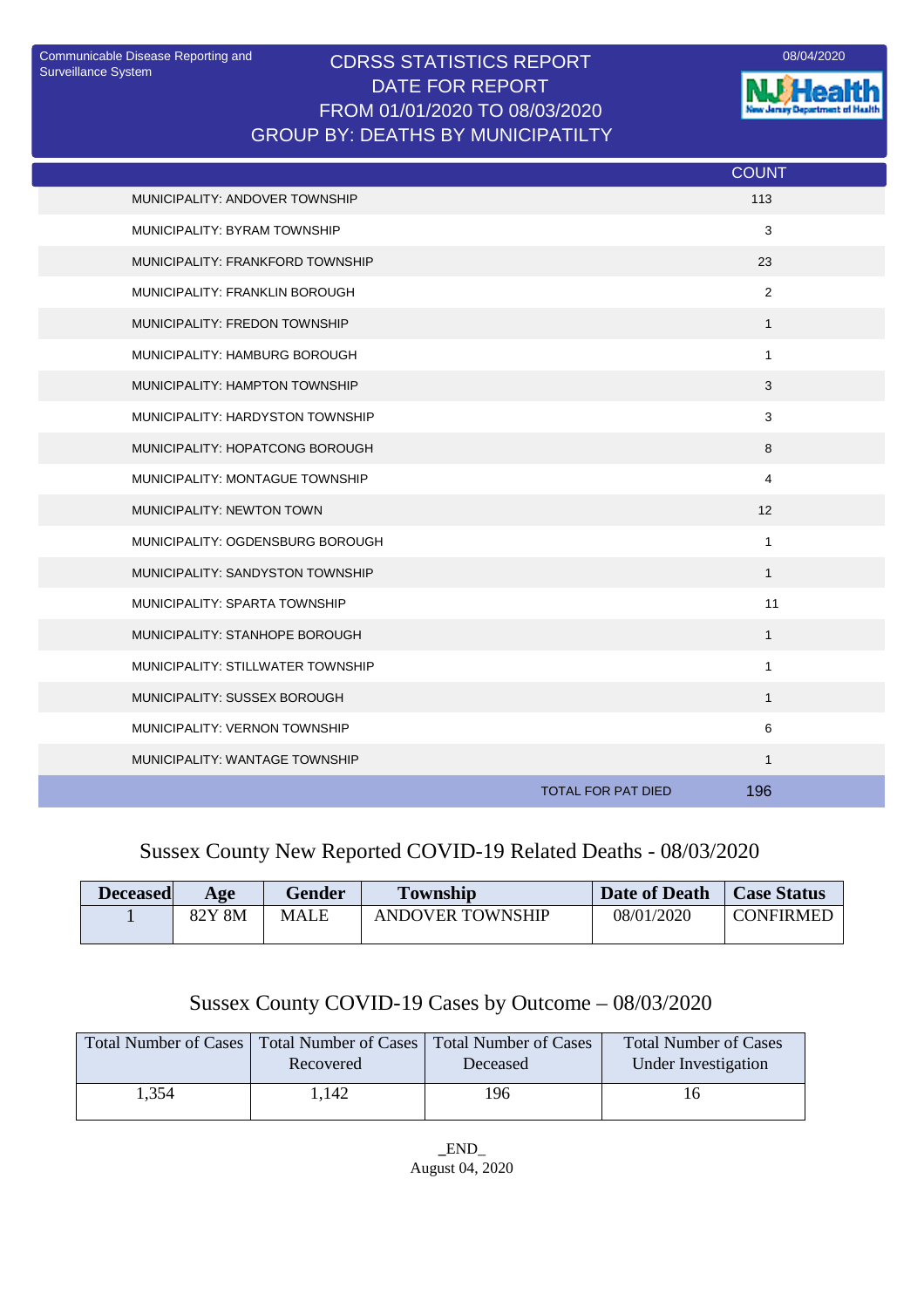Communicable Disease Reporting and Surveillance System

# CDRSS STATISTICS REPORT
## DATE FOR REPORT
## FROM 01/01/2020 TO 08/03/2020
## GROUP BY: DEATHS BY MUNICIPATILTY

08/04/2020

| | COUNT |
|---|---|
| MUNICIPALITY: ANDOVER TOWNSHIP | 113 |
| MUNICIPALITY: BYRAM TOWNSHIP | 3 |
| MUNICIPALITY: FRANKFORD TOWNSHIP | 23 |
| MUNICIPALITY: FRANKLIN BOROUGH | 2 |
| MUNICIPALITY: FREDON TOWNSHIP | 1 |
| MUNICIPALITY: HAMBURG BOROUGH | 1 |
| MUNICIPALITY: HAMPTON TOWNSHIP | 3 |
| MUNICIPALITY: HARDYSTON TOWNSHIP | 3 |
| MUNICIPALITY: HOPATCONG BOROUGH | 8 |
| MUNICIPALITY: MONTAGUE TOWNSHIP | 4 |
| MUNICIPALITY: NEWTON TOWN | 12 |
| MUNICIPALITY: OGDENSBURG BOROUGH | 1 |
| MUNICIPALITY: SANDYSTON TOWNSHIP | 1 |
| MUNICIPALITY: SPARTA TOWNSHIP | 11 |
| MUNICIPALITY: STANHOPE BOROUGH | 1 |
| MUNICIPALITY: STILLWATER TOWNSHIP | 1 |
| MUNICIPALITY: SUSSEX BOROUGH | 1 |
| MUNICIPALITY: VERNON TOWNSHIP | 6 |
| MUNICIPALITY: WANTAGE TOWNSHIP | 1 |
| TOTAL FOR PAT DIED | 196 |

## Sussex County New Reported COVID-19 Related Deaths - 08/03/2020

| Deceased | Age | Gender | Township | Date of Death | Case Status |
|---|---|---|---|---|---|
| 1 | 82Y 8M | MALE | ANDOVER TOWNSHIP | 08/01/2020 | CONFIRMED |

## Sussex County COVID-19 Cases by Outcome – 08/03/2020

| Total Number of Cases | Total Number of Cases Recovered | Total Number of Cases Deceased | Total Number of Cases Under Investigation |
|---|---|---|---|
| 1,354 | 1,142 | 196 | 16 |

_END_
August 04, 2020